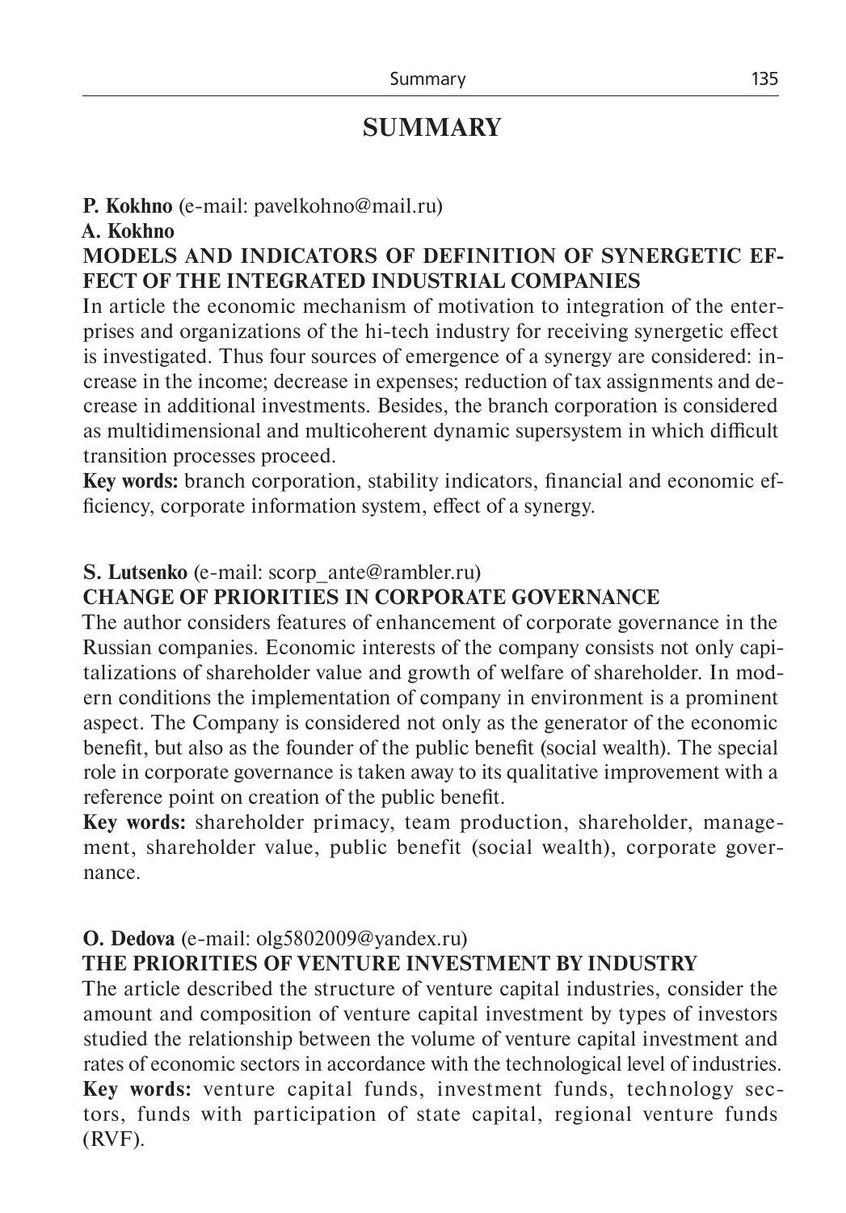# SUMMARY

**P. Kokhno** (e-mail: pavelkohno@mail.ru)
**A. Kokhno**

**MODELS AND INDICATORS OF DEFINITION OF SYNERGETIC EFFECT OF THE INTEGRATED INDUSTRIAL COMPANIES**

In article the economic mechanism of motivation to integration of the enterprises and organizations of the hi-tech industry for receiving synergetic effect is investigated. Thus four sources of emergence of a synergy are considered: increase in the income; decrease in expenses; reduction of tax assignments and decrease in additional investments. Besides, the branch corporation is considered as multidimensional and multicoherent dynamic supersystem in which difficult transition processes proceed.

**Key words:** branch corporation, stability indicators, financial and economic efficiency, corporate information system, effect of a synergy.

**S. Lutsenko** (e-mail: scorp_ante@rambler.ru)

**CHANGE OF PRIORITIES IN CORPORATE GOVERNANCE**

The author considers features of enhancement of corporate governance in the Russian companies. Economic interests of the company consists not only capitalizations of shareholder value and growth of welfare of shareholder. In modern conditions the implementation of company in environment is a prominent aspect. The Company is considered not only as the generator of the economic benefit, but also as the founder of the public benefit (social wealth). The special role in corporate governance is taken away to its qualitative improvement with a reference point on creation of the public benefit.

**Key words:** shareholder primacy, team production, shareholder, management, shareholder value, public benefit (social wealth), corporate governance.

**O. Dedova** (e-mail: olg5802009@yandex.ru)

**THE PRIORITIES OF VENTURE INVESTMENT BY INDUSTRY**

The article described the structure of venture capital industries, consider the amount and composition of venture capital investment by types of investors studied the relationship between the volume of venture capital investment and rates of economic sectors in accordance with the technological level of industries.

**Key words:** venture capital funds, investment funds, technology sectors, funds with participation of state capital, regional venture funds (RVF).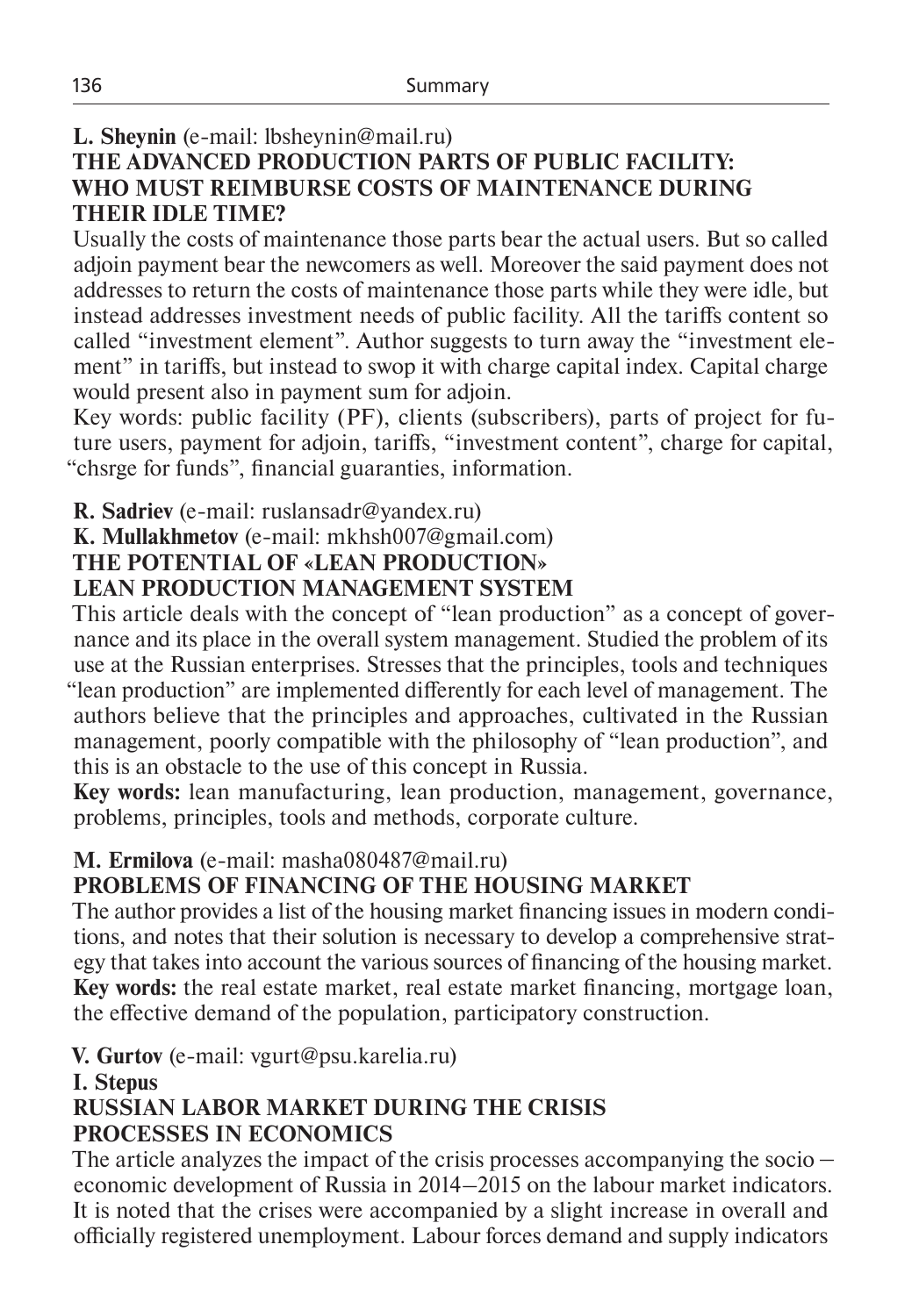**L. Sheynin** (e-mail: lbsheynin@mail.ru)

### THE ADVANCED PRODUCTION PARTS OF PUBLIC FACILITY: WHO MUST REIMBURSE COSTS OF MAINTENANCE DURING THEIR IDLE TIME?

Usually the costs of maintenance those parts bear the actual users. But so called adjoin payment bear the newcomers as well. Moreover the said payment does not addresses to return the costs of maintenance those parts while they were idle, but instead addresses investment needs of public facility. All the tariffs content so called "investment element". Author suggests to turn away the "investment element" in tariffs, but instead to swop it with charge capital index. Capital charge would present also in payment sum for adjoin.

Key words: public facility (PF), clients (subscribers), parts of project for future users, payment for adjoin, tariffs, "investment content", charge for capital, "chsrge for funds", financial guaranties, information.

**R. Sadriev** (e-mail: ruslansadr@yandex.ru)

**K. Mullakhmetov** (e-mail: mkhsh007@gmail.com)

### THE POTENTIAL OF «LEAN PRODUCTION» LEAN PRODUCTION MANAGEMENT SYSTEM

This article deals with the concept of "lean production" as a concept of governance and its place in the overall system management. Studied the problem of its use at the Russian enterprises. Stresses that the principles, tools and techniques "lean production" are implemented differently for each level of management. The authors believe that the principles and approaches, cultivated in the Russian management, poorly compatible with the philosophy of "lean production", and this is an obstacle to the use of this concept in Russia.

**Key words:** lean manufacturing, lean production, management, governance, problems, principles, tools and methods, corporate culture.

**M. Ermilova** (e-mail: masha080487@mail.ru)

### PROBLEMS OF FINANCING OF THE HOUSING MARKET

The author provides a list of the housing market financing issues in modern conditions, and notes that their solution is necessary to develop a comprehensive strategy that takes into account the various sources of financing of the housing market.

**Key words:** the real estate market, real estate market financing, mortgage loan, the effective demand of the population, participatory construction.

**V. Gurtov** (e-mail: vgurt@psu.karelia.ru)

**I. Stepus**

### RUSSIAN LABOR MARKET DURING THE CRISIS PROCESSES IN ECONOMICS

The article analyzes the impact of the crisis processes accompanying the socio – economic development of Russia in 2014–2015 on the labour market indicators. It is noted that the crises were accompanied by a slight increase in overall and officially registered unemployment. Labour forces demand and supply indicators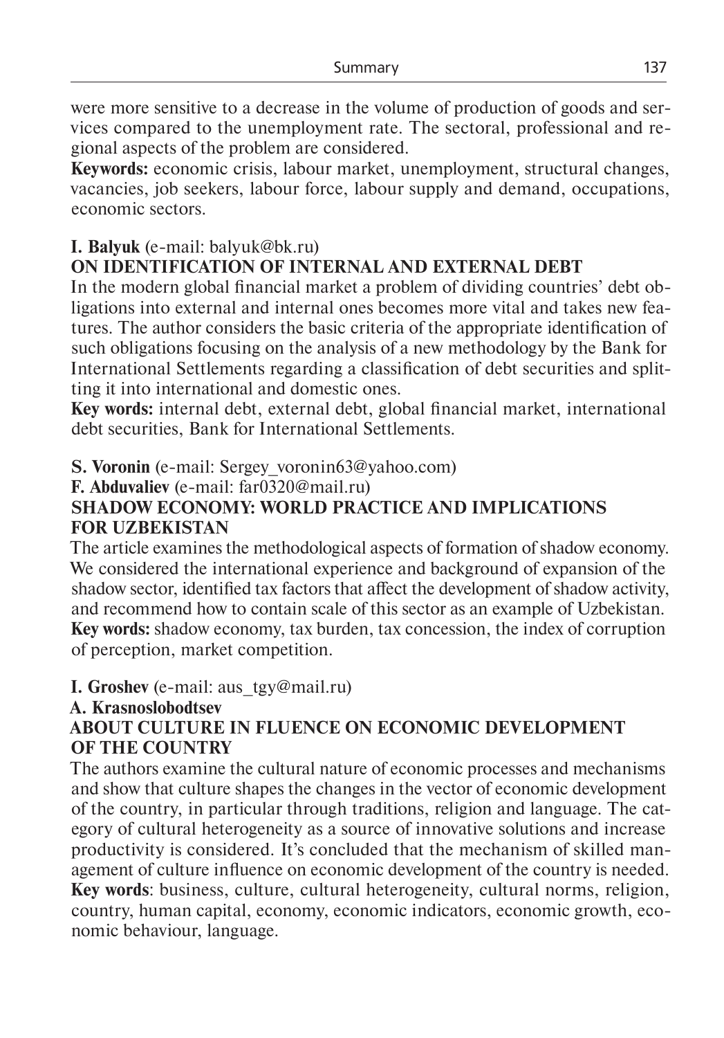were more sensitive to a decrease in the volume of production of goods and services compared to the unemployment rate. The sectoral, professional and regional aspects of the problem are considered.

**Keywords:** economic crisis, labour market, unemployment, structural changes, vacancies, job seekers, labour force, labour supply and demand, occupations, economic sectors.

**I. Balyuk** (e-mail: balyuk@bk.ru)

**ON IDENTIFICATION OF INTERNAL AND EXTERNAL DEBT**

In the modern global financial market a problem of dividing countries' debt obligations into external and internal ones becomes more vital and takes new features. The author considers the basic criteria of the appropriate identification of such obligations focusing on the analysis of a new methodology by the Bank for International Settlements regarding a classification of debt securities and splitting it into international and domestic ones.

**Key words:** internal debt, external debt, global financial market, international debt securities, Bank for International Settlements.

**S. Voronin** (e-mail: Sergey_voronin63@yahoo.com)

**F. Abduvaliev** (e-mail: far0320@mail.ru)

**SHADOW ECONOMY: WORLD PRACTICE AND IMPLICATIONS FOR UZBEKISTAN**

The article examines the methodological aspects of formation of shadow economy. We considered the international experience and background of expansion of the shadow sector, identified tax factors that affect the development of shadow activity, and recommend how to contain scale of this sector as an example of Uzbekistan.

**Key words:** shadow economy, tax burden, tax concession, the index of corruption of perception, market competition.

**I. Groshev** (e-mail: aus_tgy@mail.ru)

**A. Krasnoslobodtsev**

**ABOUT CULTURE IN FLUENCE ON ECONOMIC DEVELOPMENT OF THE COUNTRY**

The authors examine the cultural nature of economic processes and mechanisms and show that culture shapes the changes in the vector of economic development of the country, in particular through traditions, religion and language. The category of cultural heterogeneity as a source of innovative solutions and increase productivity is considered. It's concluded that the mechanism of skilled management of culture influence on economic development of the country is needed.

**Key words**: business, culture, cultural heterogeneity, cultural norms, religion, country, human capital, economy, economic indicators, economic growth, economic behaviour, language.